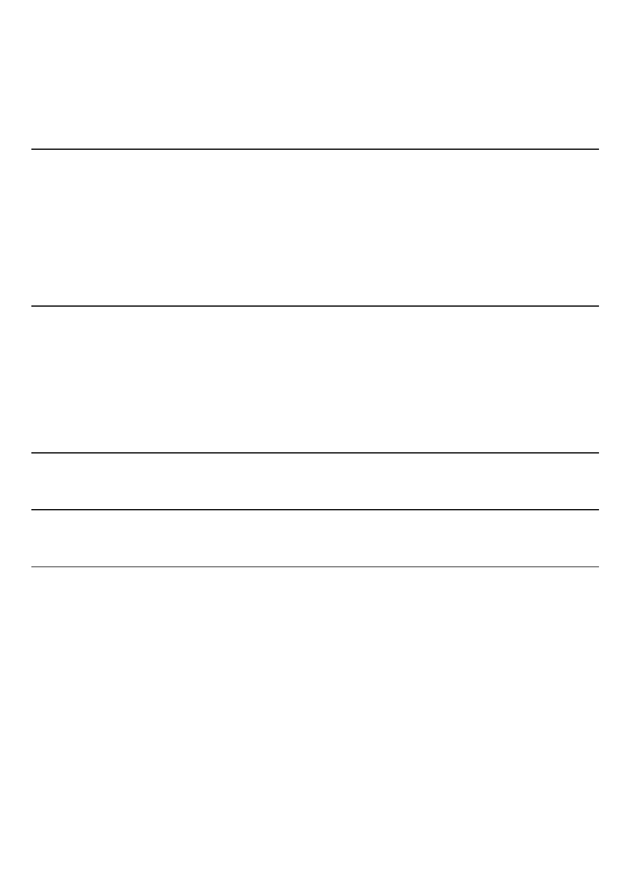## Priorities for social science and humanities research on the challenges of moving beyond animal-based food systems

Morris, Carol

2021-02-03

Morris, C, Kaljonen, M, Aavik, K, Balazs, B, Cole, M, Coles, B, Efstathiu, S, Fallon, T , Foden , M , Giraud , E H , Goodman , M , Kershaw , E H , Helliwell , R , Hobson-West , P , Hayry , M , Jallinoja , P , Jones , M , Kaarlenkaski , T , Laihonen , M , Lahteenmaki-Uutela , A , Kupsala , S , Lonkila , A , Martens , L , McGlacken , R , Mylan , J , Niva , M , Roe , E , Twine , R , Vinnari , M & White , R 2021 , ' Priorities for social science and humanities research on the challenges of moving beyond animal-based food systems ' , Humanities & social sciences communications , vol. 8 , 38 . https://doi.org/10.1057/s41599-021-00714-z

http://hdl.handle.net/10138/334571 https://doi.org/10.1057/s41599-021-00714-z

cc\_by publishedVersion

Downloaded from Helda, University of Helsinki institutional repository.

This is an electronic reprint of the original article.

This reprint may differ from the original in pagination and typographic detail.

Please cite the original version.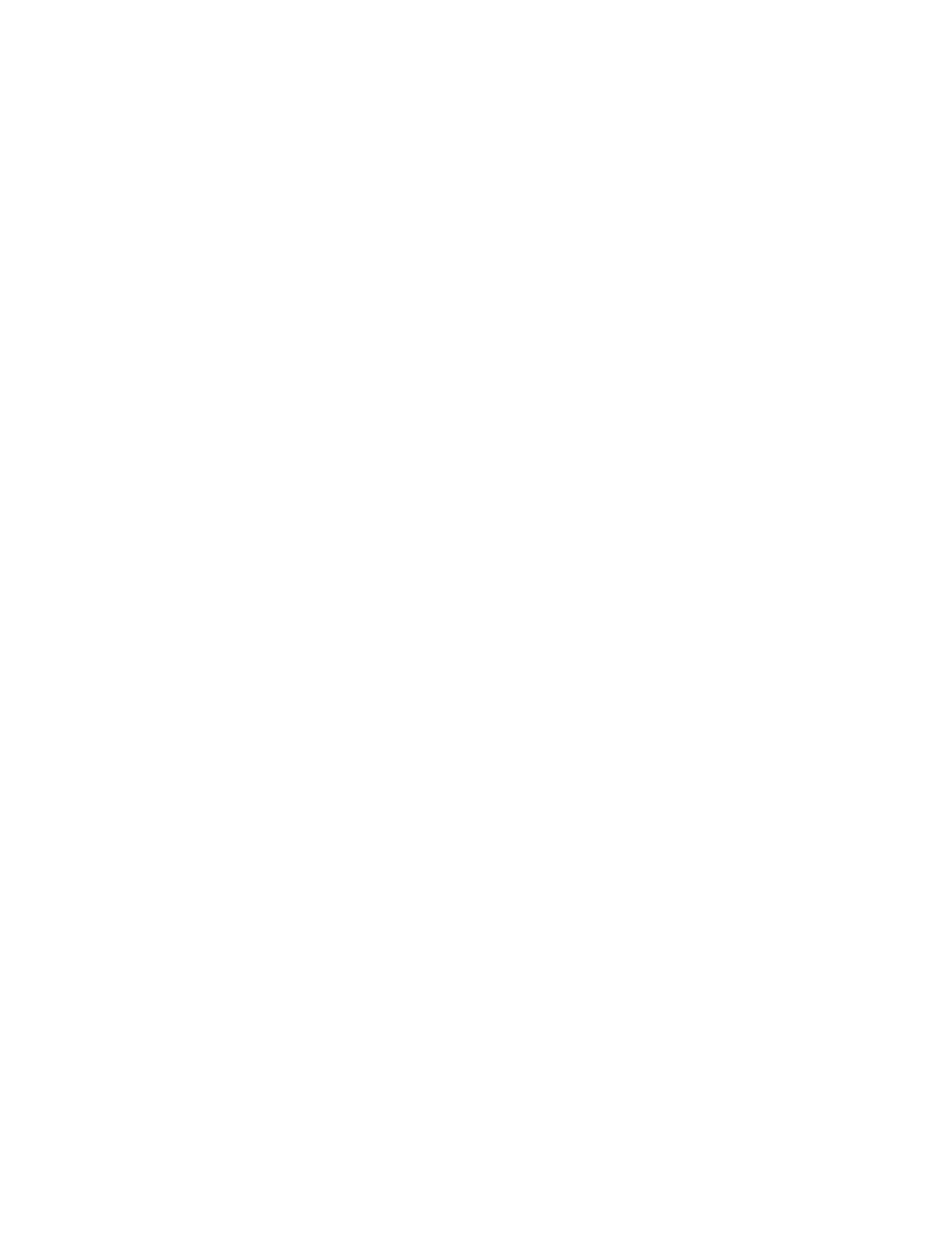## ARTICLE

Check for upd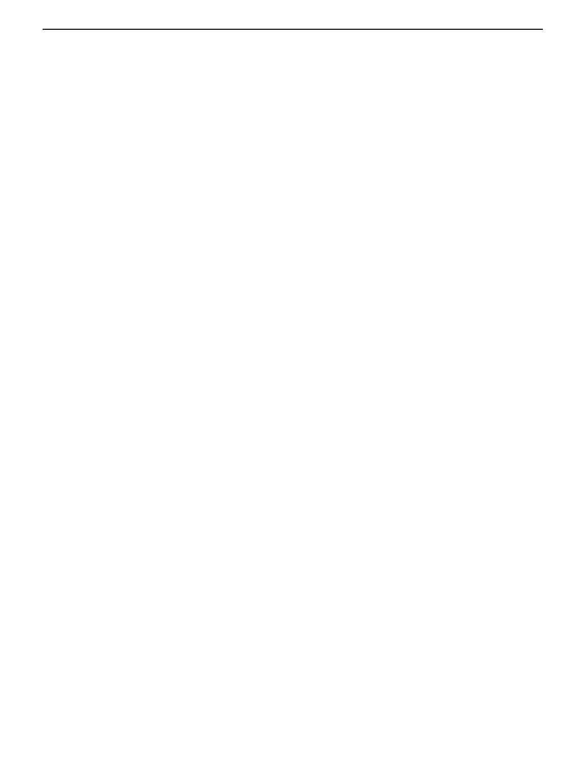## Introduction

Increasingly highe presearch is being undertakene interestation (e.go. Aamia disocio-environmental challenges associated will allem energial and consumption of food from animal syntem of and Consumption of food from animal ncreasingly higle pesearch is being undertakene gatrodihe egetarian (e.20AaBibardsworth and Keil, socio-environmental challenges associated **wide Boer etar;** Doyle,01 Biddes,99 Greenebaum production and consumption of food from **animBlextiad)d&**Jorris and Kir@@@,&osenfeld and hungern the last 50 years the global net consu<del>Papt)20 Gamdeaa</del>rious institutional dimensions of ve has quadrupled, as the global population is o**nnaveragetæriamis**m (e.@OA&**@b**le and Mor@@n1,1 twice as much meat as their grandparents a**Adœilæds\bædl@f** research highlights the structur number of people  $\cancel{\alpha}$ @@LSThe rapid int**enti**on o $\acute{\text{g}}$ ical reproduction of animal-based food systems, animal production that underpins the rise in m**earhitansly**mip**hiibit** transitions to plant-based alter has had a vast impact on the air, land and wat**ek mirthe plaset**eirand Stev2aiftNibert2016 wine, the form of not only emissions from farm an man tutab to ally sis of current regimes of meat provision of the  $i$ emissions from feed cultivation, land and soil **(degrādadiand &Qd)** Fitzgerald and T**ayld**iourat and water pollution (Godfrægi<del>dP</del>6C201Springmanlæpille2O1Weis2O02O) bas been accompanied by wo et al2O1&Villett et2a0,).9The negative health efoecthe egfovernance and politics of transitions towa consuming large quantities of red and proces**sed and parodo diairy**and consumption (e.g. de Bakker al are also well known, although con**tes sed (Brono**lo) de Boer et 201,1 Chiles, 01 Garnett et 201,1 5 et al2O), while risks of food poisoning and an**taestadius atch**lighen et 2019 2020 orris et al., tance are a**em**bii ith inte**dsi**vestock produ**dibidi**n (2001 Morri8O1 Singe2O1&innari and Vinn201), 4s 20)5Attention has been drawn to the neend florella asignviork on transforming food practices that reduction in the production and consumptiocenfr&bod tinenWestern plate and beyond (Cd2Shove animals and a concomitant increase in plant-ba**Bedteat1i&f\$Waitleidu &CalP**lansen and Jak**alosen**, et al2O). This can be viewed as an instantiatio**rhef a societ**al and moral economies of alternative grand challenge as it concerns the socio-econ(**Dniesseystemd ke@Dial&l**ylan et **20,1 S**exto20018 whole and thus requires system transformat**iSex(Kurhat2a):(rSaepi**hens **etG)**. And the consumption of Rip,201&chot and Steinm20e)l&\$uch challenges, has novel products (e.g. El $\bm{\mathcal{Q}}$ enthan est all., 2004;  $\bm{\mathcal{Q}}$ the attendant multi-faceted processes of **\hamge exquira@O00**as also attracted research atte address them, involve numerous actors with **(aoiekilpenspikatjioee))**.1 on the nature of the problem to be solved, and **Trosvrithmagdy**eof scholarship examines different resolved. Researchers are one diverse grou**p**a**geneuaitemo and f**uture food systems as these co knowledge required to formulate an effectiv**e ssedefabdssplonse**ver, it is research that is disper This paper contributes to this process by pres**enaysgdkey in es with** particular aspects of food prod questions in relation to a move beyond anima**bbanadiofood piys**vision. This runs the risk of social s tems as id**edti**by European academics in the s**dwinhanieinseps**erspectives not being given due attent and humanities. when food policy debates and accompanying res

Addressing societal grand challenges can be**griew.eness.aechal**ying increasing interest to more hol lenge in itself, requiring a willingness to explo**besælvapprobirhæ**s when seeking to build more sus† tions of existing and novel approaches to knowyedigenprede the as include the Farm to Fork (Kuhlmann and **Rip)&**s r**e**cted in the frequentt**bs**eEoufropean Commissi&02(@6d the food system multi-, inter- and trans-disciplinary research **appgoaches spitolan**bted by the Food and Agriculture ( bring together researchers from the natural (cAO)cas) socialaso IPES 120015HLPE,2017 In ences and humanities as well as non-acade**midrstskegiohdess**cietalgran**d challengegoonic**hal-(Efstath $\mathfrak{w}$ 0). However, it has been shown tha**bases food sy**stems the research prioritisation exer can narrowly position or even mis-conceive t**he isopapierutions of**esigned to help steer and stimu social sciences and humani**lië\$@Sboxe**e el@lj,4 research in the social sciences and humanities in wa Felt201Balmer et210.);Beaving such research programmestential in transforming food policy and ass onlyselectively **opeln**e breadth of competencies **and ansights**ding agendas based on a food system p provided by these disciplines (Mor<del>illished sel</del>lectiwas inspired by Suthleerland Me(Ghundherland et al., openness may impoverish, if not inhibit resea**2CiQ)?@qaf.cOm**ofdeliberative research prioritisatio practical response is to make spaces in which **gairiadsriences tand** ion in recent years and which ai humanities scholars have the freedom to coll<del>abgethherelyeslewisch</del>ers and stakeholders to discuss research agendase**thathre**full spectrum of exp**erdnse, cap**paderstanding of knowledge needs in emer abilities and analytical perspectives in these **disqupinges. Iareais** of particularly pressing policy n article we report the creation and outcome of one such space in research prioritisation exercises are valuable in creating which academic leaders within the social scien**ces aend tumandues and i**one upon societally releva came together to address future research p**riesetaeshforeedsviAs** adapted for our purposes we er beyond animal-based food systems. We acknœ**veledgistsherpartium**hanities scholars with an aim to l nature of this exercise, and the situatedness offi**ridies stetroffing,oxe sea**rch capacity and impact amor (Haraway,  $9\beta$  and offer thesee depriorities asthis emergent but still largely fragmented area of res important stage in a wider dialogue. The collaborative effort was initiated by two rese

In undertaking this task the article draws at**feomiomed.hes blaned t**her from Finland, who have also into changing patterns of consumption and pleaduchtiop mental only this article. The exercise include from animals that is carried out ac**e@sswi@tlipe**eation rounds amongst research**end**.active in the social science and the humanities, some of whic**lnis of adultel loongstve**letail the method used. We con standing. Prominent is consumption-orient**daly wieckussing he**ow the par**ticipannis den**t areas of motivations and behaviours, practices, and ide**ne<del>idens</del> of beleoesing**nd present key research questior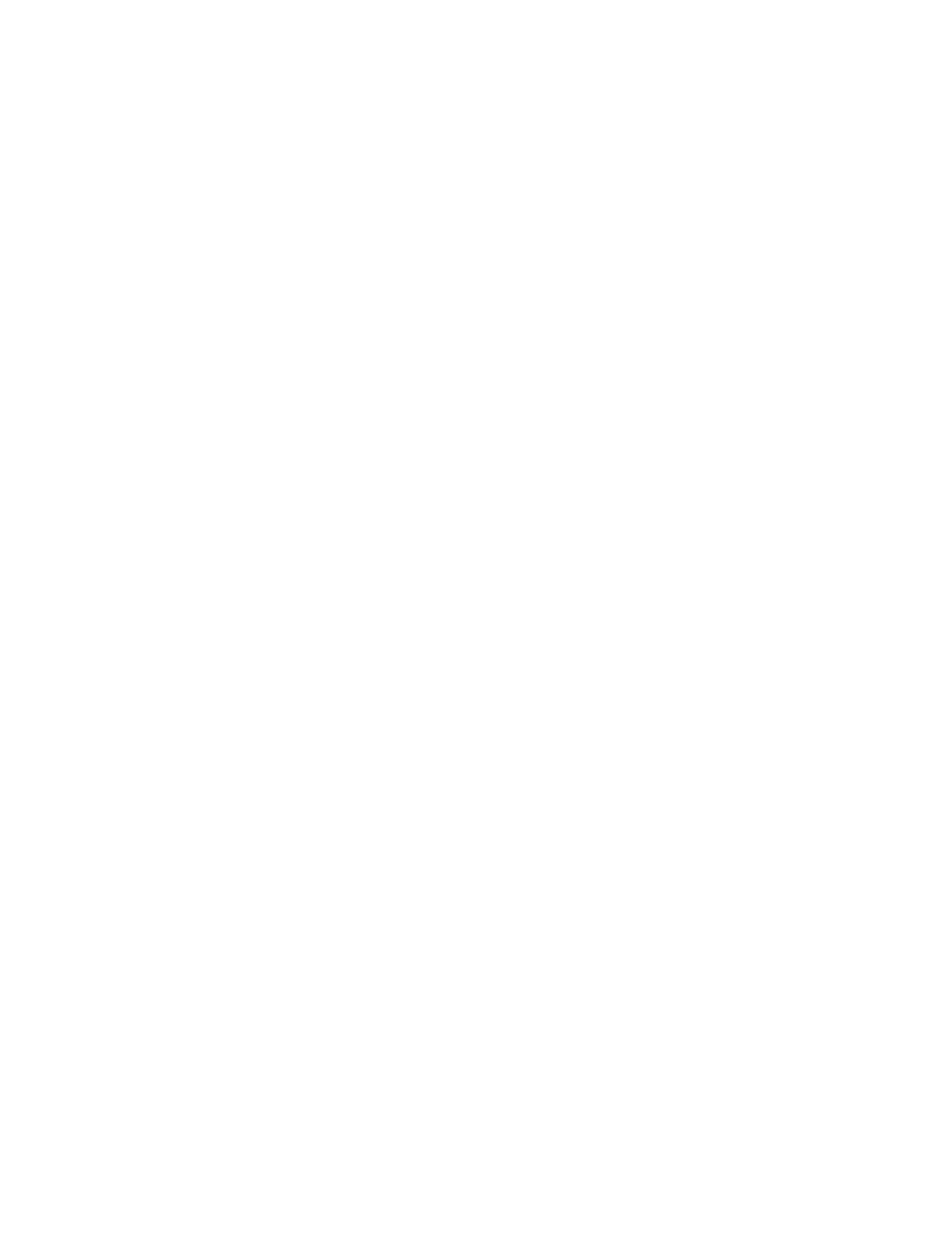sciences and humanities. The conclusions of the process draw attention to fundamental tensions at the heart of the subject matter that should be given more sustained consideration in future research, notably whether or not animals should be farmed for food, and the need to extend the exercise to engage a range of other researchers and non-academic actors including those whose livelihoods currently depend on farming animals for food.

## Research prioritisation exercise

The Sutherland Method has come to prominence over the last decade as a participatory approach, engaging both researchers and non-academic stakeholders, to identifying and prioritising research questions in peddicular quiry including those which address societal grand challenges such as biodiversity loss, food supply and security (Sutherland et al., 2009) Pretty et 2011 Ongram et 2011, 3Named after William Sutherland, who has played a leading role in developing and reporting the method, it has subsequently been utilised successfully inelds as diverse as animal research  $2$   $\mathbb{D}$   $\mathbb{D}$   $\mathbb{D}$  and  $\mathbb{D}$ , legislative science advice (Akenib find the human microbiome (Greenhou@O@tahumber of methods exist to elicit expert views on matters of concern, e.g. the Delphi method, the James Lind Alliance (JLA) approach used in medical research (e.g. Hass<sup>on et the James Lind Alliance, 2020)</sub></sup> and systematic literature reviews the timos care search gaps in a certatiof enquiry (Petticrew and Roberts, We chose the Sutherland Method because it is specidesigned to support the collaborative development of research agendas through a combination of survey and face-to-face interactions between relatively small groups of participants.

In designing the distinct phases of our research prioritisation exercise we were guided by earlier exercises but translated them to our needs in working with social sciences and humanities researchers. It is acknowledged that the inclusion only of researchers in this process, albeit academic leaders in the research area, is a departure from the Sutherland Method and those of the Delphi and JLA methods as originally conceived. However, this is an appropriate, initial stage of collaborative research prioritisation within the context of a dispersed area of enquiry. As explained in the sectibrtroductione deliberate focus on the social sciences and humanities provided a dedicated space for these disciplines to frame research questions without feeling constrained to accommodate the concerns of other disciplines and agendas, thereby helping to create research capacity but also build coordination amongst scholars to support system-wide change. In addition, the focus is justi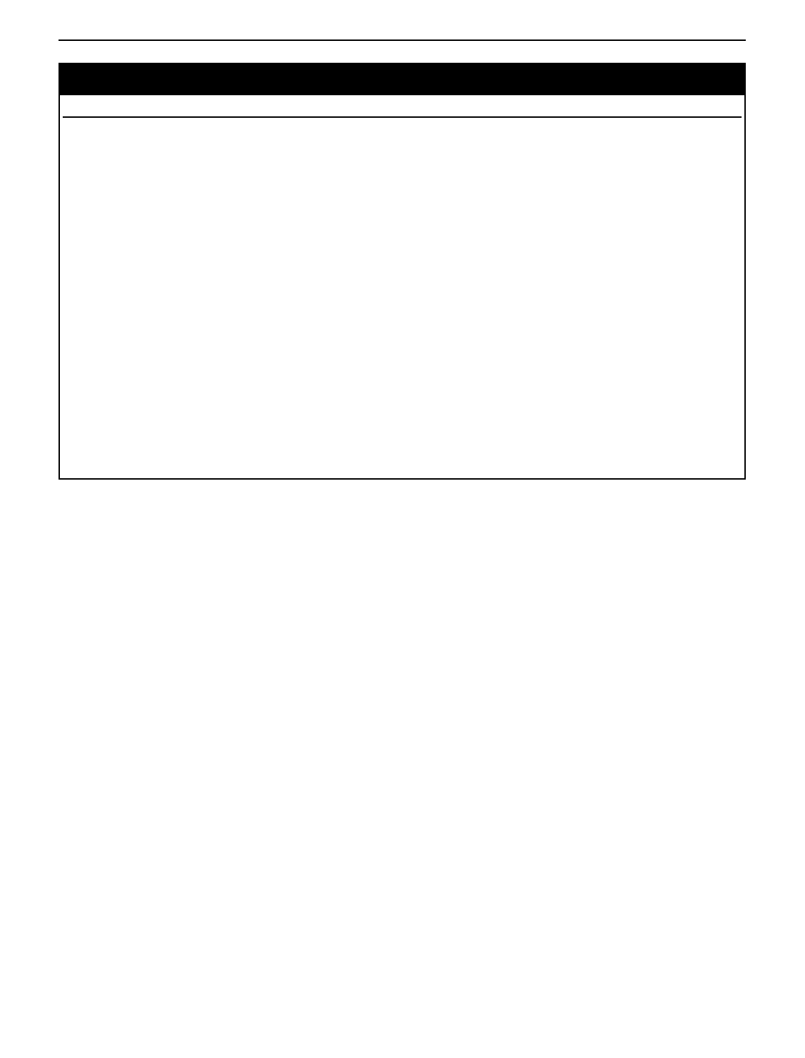| <b>Stages</b>                                                                                                                           | Tasks                                                                  | Number of researchers involved                  |
|-----------------------------------------------------------------------------------------------------------------------------------------|------------------------------------------------------------------------|-------------------------------------------------|
| 1. Online survey (May 2019)                                                                                                             | Identication of 10 most important research                             | Survey sent to 30 researchers, who were         |
|                                                                                                                                         | questions by each participant.                                         | asked to circulate it to their networks as well |
|                                                                                                                                         | Commenting on the area of research interest by 19 answers received     |                                                 |
|                                                                                                                                         | each participant.                                                      |                                                 |
|                                                                                                                                         | First grouping of research questions into research                     |                                                 |
|                                                                                                                                         | themes on the basis of the survey results.                             |                                                 |
| Short presentations of the research history of the researchers<br>2. Deliberative workshop in UK (June 2019)                            |                                                                        |                                                 |
|                                                                                                                                         | participants.                                                          |                                                 |
|                                                                                                                                         | Prioritisation of the research questions.                              |                                                 |
|                                                                                                                                         | Collective discussion on the desition of the area                      |                                                 |
|                                                                                                                                         | of research interest.                                                  |                                                 |
| 3. Rewording of priority research questions and Rewording and clarication of the prioritised<br>classi cation of research themes (July, | research questions.                                                    | Two lead authors                                |
| <b>August 2019)</b>                                                                                                                     | Drafting a text on the denition of the area of                         |                                                 |
|                                                                                                                                         | research interest.                                                     |                                                 |
| 4. Deliberative workshop in Finland                                                                                                     | Short presentations of the research history of the 16 researchers      |                                                 |
| (September 2019)                                                                                                                        | participants. Further iteration of the priority                        |                                                 |
|                                                                                                                                         | research questions.                                                    |                                                 |
|                                                                                                                                         | Discussion on the draft text describing the area of                    |                                                 |
|                                                                                                                                         | research interest.                                                     |                                                 |
| 5. Re nement of research questions and themes                                                                                           | Further nement of the prioritised research                             | Two lead authors                                |
|                                                                                                                                         | questions and research themes.                                         |                                                 |
| 6. Collaborative writing                                                                                                                | Two lead authors produced thest manuscript to 30 researchers           |                                                 |
|                                                                                                                                         | which the other authors contributed.                                   |                                                 |
|                                                                                                                                         | The revisions to the text were made by the two                         |                                                 |
|                                                                                                                                         | lead authors, and then discussed, need, and<br>approved by the others. |                                                 |
|                                                                                                                                         |                                                                        |                                                 |

In the fourth stagethe questions and the text duing the area article, via a shared document, to all participants. They revised of research interest were subject to further deliberation in a halfd edited the text and provided references to additional literaday workshop held in Tampere, Finland. This workshop was oture allowing for a collaborative writing process between 30 of several pre-congress workshops organised in association witthors.

the conference of the European Society for Agriculture and Foodn terms of research ethics, the research project of which this Ethics (EurSafe). The invitation to the workshop was sent to allercise comprised one dimension has passed institutional ethical conference participants. In addition, several Finnish scholars wereiew. No personal nor sensitive information was collected invited directly to secure a breadth of participation. In total 16 uring the research prioritisation exercise. All of those involved researchers took part in the workshoparticipants received in participated on an informed and voluntary basis with the possiadvance the list of priority research questions and the commenility of becoming a co-author and thereby furtherwning the tary on the nature and scope of theld of research enquiry results.

developed during stage three of the process. The academic pro of participants was slightly different to thest workshop which

of participants was slightly different to thest workshop which Qe ning an emerging area of research interest

re ected in part the ethics focus of the conference, attracting bδth humanities and social science scholars including from philosophy, political science, sociology, geography and ecological economics. This had a notable impact on the nature and focus of the discussion. For example, participants were much more critical of the 'de-animalisingframing in part because this has a negative meaning for some food and animal ethicists. Like thet mearing for some food and animal eductor. End that adoption of the more dynamic wording the yond animal-based<br>workshop, all career stages were represented, and most particial expressive eleberate this decision below and di pants were female. Participants were invited to discuss and make suggestions for developing the draft text, developed in stage  $3.8\%$ de ning the research area. They were also asked to discuss each of the questions in detail, e.g. to make suggestions about rewording and other forms of editing and encouraged to identify gaps in the In both the Nottingham and Tampere workshops we discussed  $\rm\ddot{R}$ ρw research that is beginning to coalesce around a move beyond animal-based food systems could be referred tonede and conceptualised. In the invitation to the exercise, we entitled the area of enquiry asde-animalising the food system hich, follŏwing discussion amongst participating researchers, led to the food systems We elaborate this decision below and discuss how participants made sense of the nature and scope of research in this area, including its complexity and contention, the geographical locations of empirical research, and the role for interänd trans-disciplinary research approaches.

research questions. In the Tampere workshop, all participants

discussed the questions together instead of dividing into smalleom 'de-animalising the food systemto 'beyond animalgroups. Subsequent to the workshop, the fth stagethe lead authors food systemis derived from the idea of the animalising of food based food systemsThe initial framing of de-animalising the

undertook a further renement and consolidation of the questiorsystems (Fourat and Lepilleg017) or meati cation (Weis, list. For example, several questions were reworked to enhance, 2015 of diets, i.e. the signicant increase in the number of their clarity and cogency and to change their emphasis from imals used in food production globally and associated with the future situations to the study of present actions and interventionstensi cation of production systems. In imalising the food In the sixth stagethe lead authors circulated a draft text of thisystem means using more animals and more intensively then it is